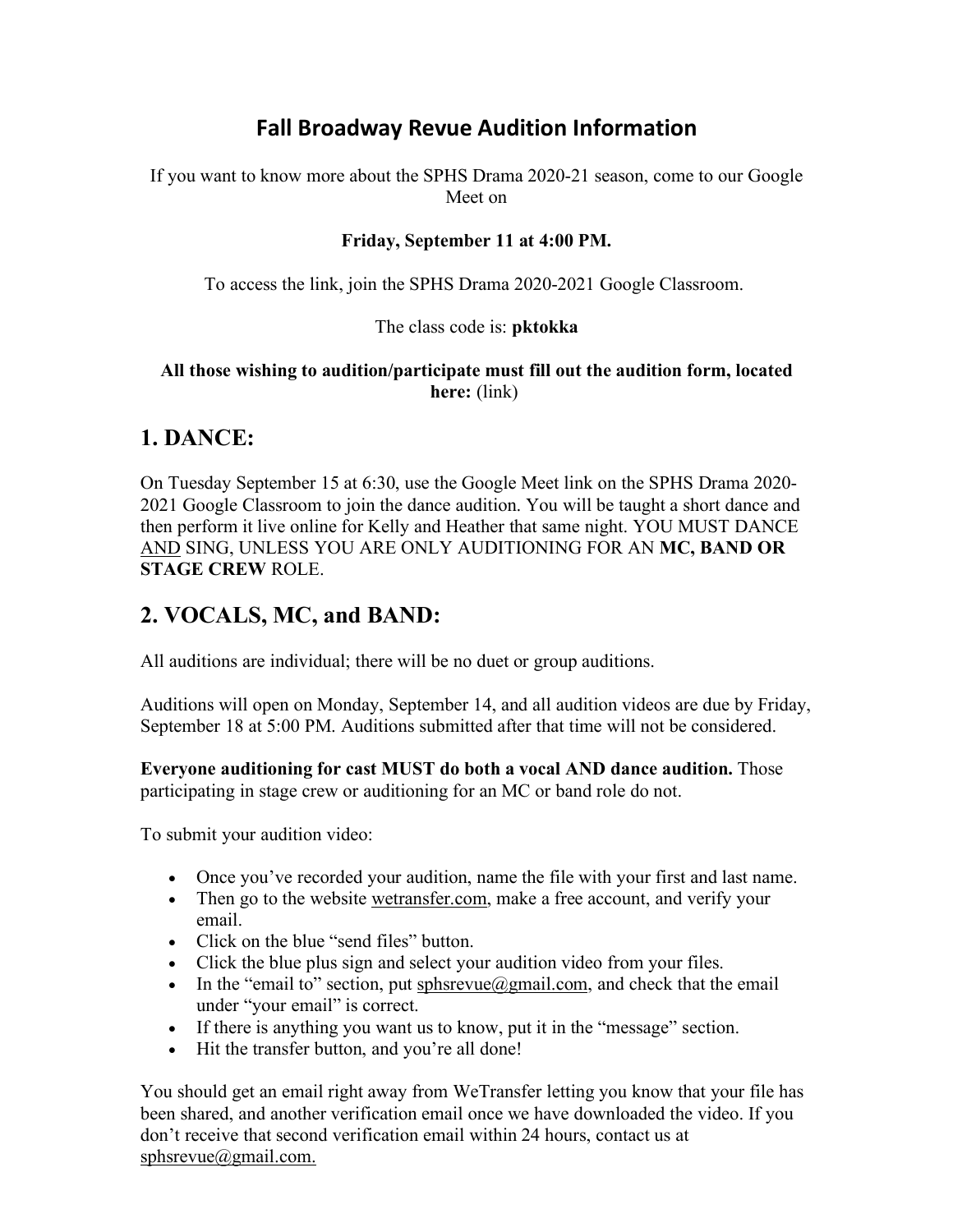# Fall Broadway Revue Audition Information

If you want to know more about the SPHS Drama 2020-21 season, come to our Google Meet on

**Friday, September 11 at 4:00 PM.**

To access the link, join the SPHS Drama 2020-2021 Google Classroom.

The class code is: **pktokka**

**All those wishing to audition/participate must fill out the audition form, located here:** (link)

## 1. DANCE:

On Tuesday September 15 at 6:30, use the Google Meet link on the SPHS Drama 2020-2021 Google Classroom to join the dance audition. You will be taught a short dance and then perform it live online for Kelly and Heather that same night. YOU MUST DANCE AND SING, UNLESS YOU ARE ONLY AUDITIONING FOR AN **MC, BAND OR STAGE CREW** ROLE.

## 2. VOCALS, MC, and BAND:

All auditions are individual; there will be no duet or group auditions.

Auditions will open on Monday, September 14, and all audition videos are due by Friday, September 18 at 5:00 PM. Auditions submitted after that time will not be considered.

**Everyone auditioning for cast MUST do both a vocal AND dance audition.** Those participating in stage crew or auditioning for an MC or band role do not.

To submit your audition video:

- Once you've recorded your audition, name the file with your first and last name.
- Then go to the website wetransfer.com, make a free account, and verify your email.
- Click on the blue "send files" button.
- Click the blue plus sign and select your audition video from your files.
- In the "email to" section, put sphsrevue@gmail.com, and check that the email under "your email" is correct.
- If there is anything you want us to know, put it in the "message" section.
- Hit the transfer button, and you're all done!

You should get an email right away from WeTransfer letting you know that your file has been shared, and another verification email once we have downloaded the video. If you don't receive that second verification email within 24 hours, contact us at sphsrevue@gmail.com.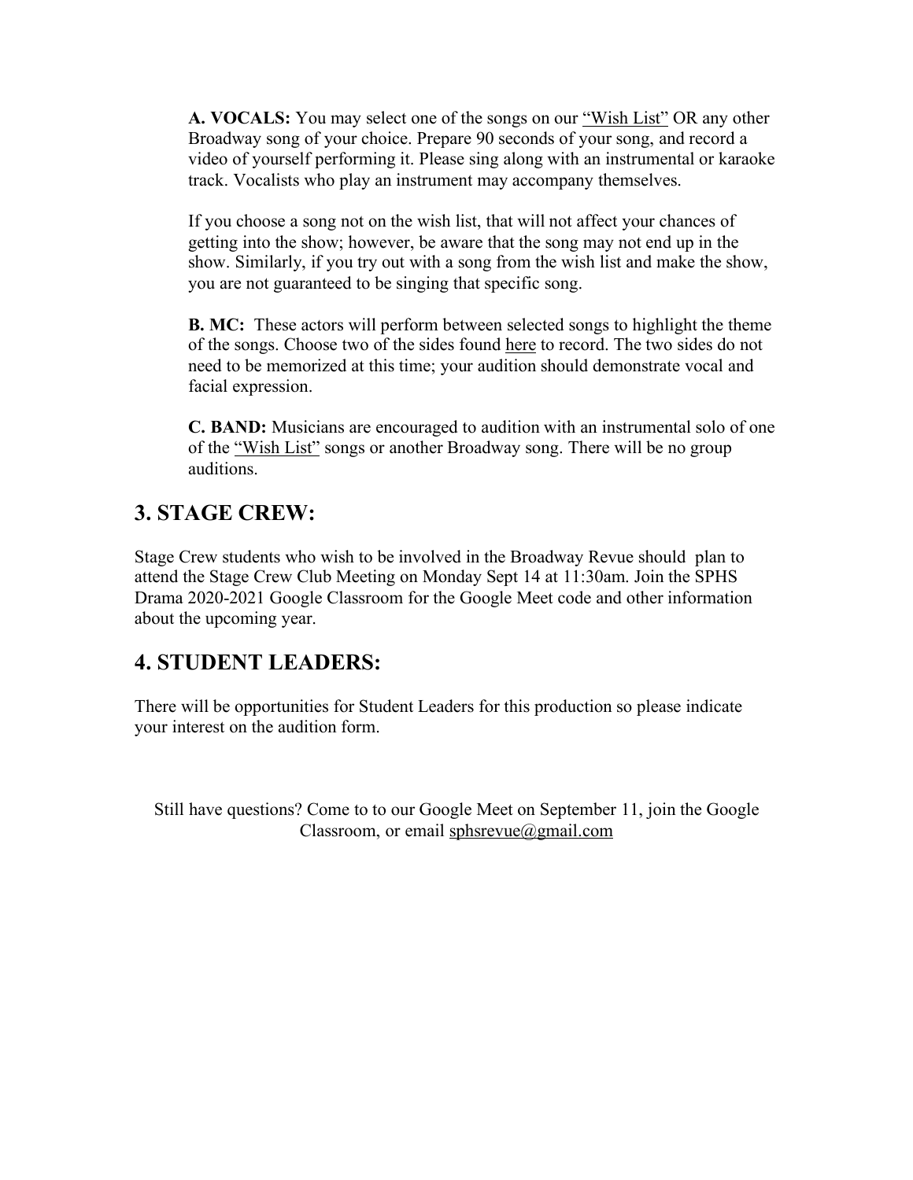**A. VOCALS:** You may select one of the songs on our "Wish List" OR any other Broadway song of your choice. Prepare 90 seconds of your song, and record a video of yourself performing it. Please sing along with an instrumental or karaoke track. Vocalists who play an instrument may accompany themselves.

If you choose a song not on the wish list, that will not affect your chances of getting into the show; however, be aware that the song may not end up in the show. Similarly, if you try out with a song from the wish list and make the show, you are not guaranteed to be singing that specific song.

**B. MC:** These actors will perform between selected songs to highlight the theme of the songs. Choose two of the sides found here to record. The two sides do not need to be memorized at this time; your audition should demonstrate vocal and facial expression.

**C. BAND:** Musicians are encouraged to audition with an instrumental solo of one of the "Wish List" songs or another Broadway song. There will be no group auditions.

## 3. STAGE CREW:

Stage Crew students who wish to be involved in the Broadway Revue should plan to attend the Stage Crew Club Meeting on Monday Sept 14 at 11:30am. Join the SPHS Drama 2020-2021 Google Classroom for the Google Meet code and other information about the upcoming year.

## 4. STUDENT LEADERS:

There will be opportunities for Student Leaders for this production so please indicate your interest on the audition form.

Still have questions? Come to to our Google Meet on September 11, join the Google Classroom, or email sphsrevue@gmail.com